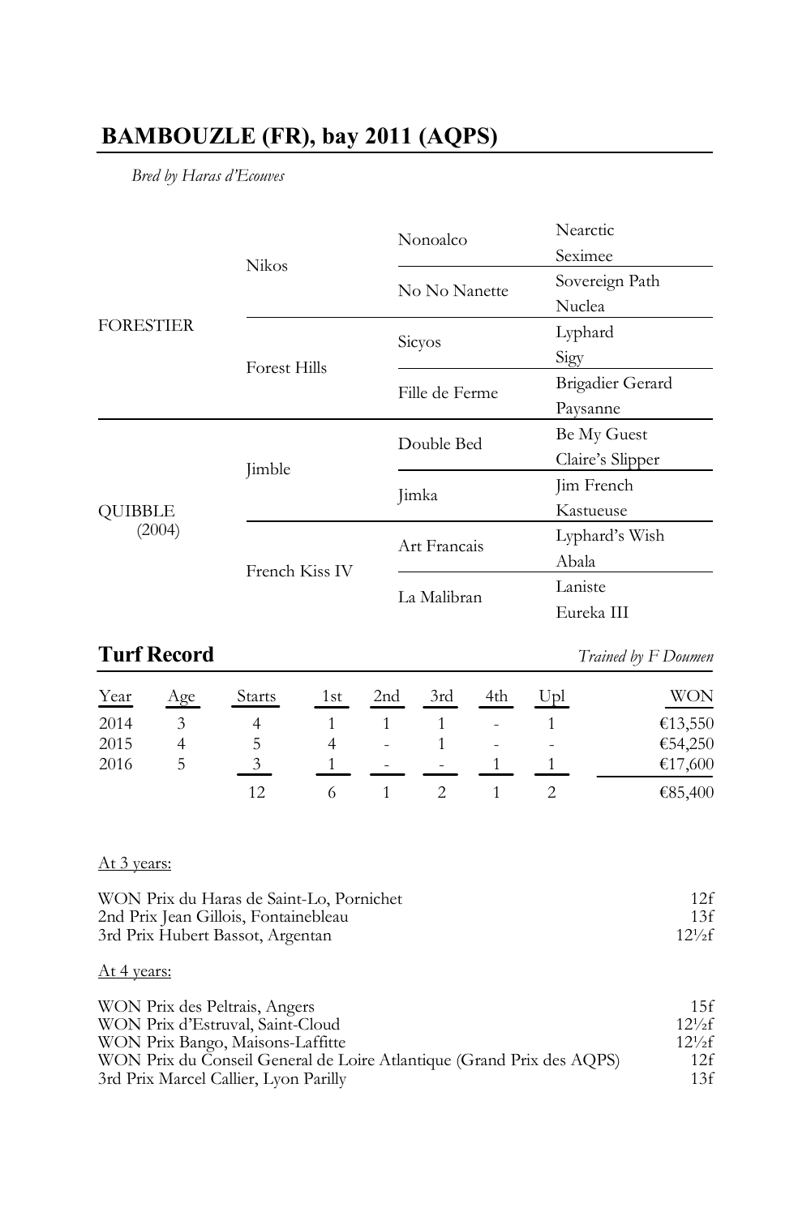## BAMBOUZLE (FR), bay 2011 (AQPS)

*Bred by Haras d'Ecouves*

| | | | |
|---|---|---|---|
| FORESTIER | Nikos | Nonoalco | Nearctic |
| | | | Seximee |
| | | No No Nanette | Sovereign Path |
| | | | Nuclea |
| | Forest Hills | Sicyos | Lyphard |
| | | | Sigy |
| | | Fille de Ferme | Brigadier Gerard |
| | | | Paysanne |
| QUIBBLE (2004) | Jimble | Double Bed | Be My Guest |
| | | | Claire's Slipper |
| | | Jimka | Jim French |
| | | | Kastueuse |
| | French Kiss IV | Art Francais | Lyphard's Wish |
| | | | Abala |
| | | La Malibran | Laniste |
| | | | Eureka III |

### Turf Record

*Trained by F Doumen*

| Year | Age | Starts | 1st | 2nd | 3rd | 4th | Upl | WON |
|---|---|---|---|---|---|---|---|---|
| 2014 | 3 | 4 | 1 | 1 | 1 | - | 1 | €13,550 |
| 2015 | 4 | 5 | 4 | - | 1 | - | - | €54,250 |
| 2016 | 5 | 3 | 1 | - | - | 1 | 1 | €17,600 |
| | | 12 | 6 | 1 | 2 | 1 | 2 | €85,400 |

At 3 years:

| | |
|---|---|
| WON Prix du Haras de Saint-Lo, Pornichet | 12f |
| 2nd Prix Jean Gillois, Fontainebleau | 13f |
| 3rd Prix Hubert Bassot, Argentan | 12½f |

At 4 years:

| | |
|---|---|
| WON Prix des Peltrais, Angers | 15f |
| WON Prix d'Estruval, Saint-Cloud | 12½f |
| WON Prix Bango, Maisons-Laffitte | 12½f |
| WON Prix du Conseil General de Loire Atlantique (Grand Prix des AQPS) | 12f |
| 3rd Prix Marcel Callier, Lyon Parilly | 13f |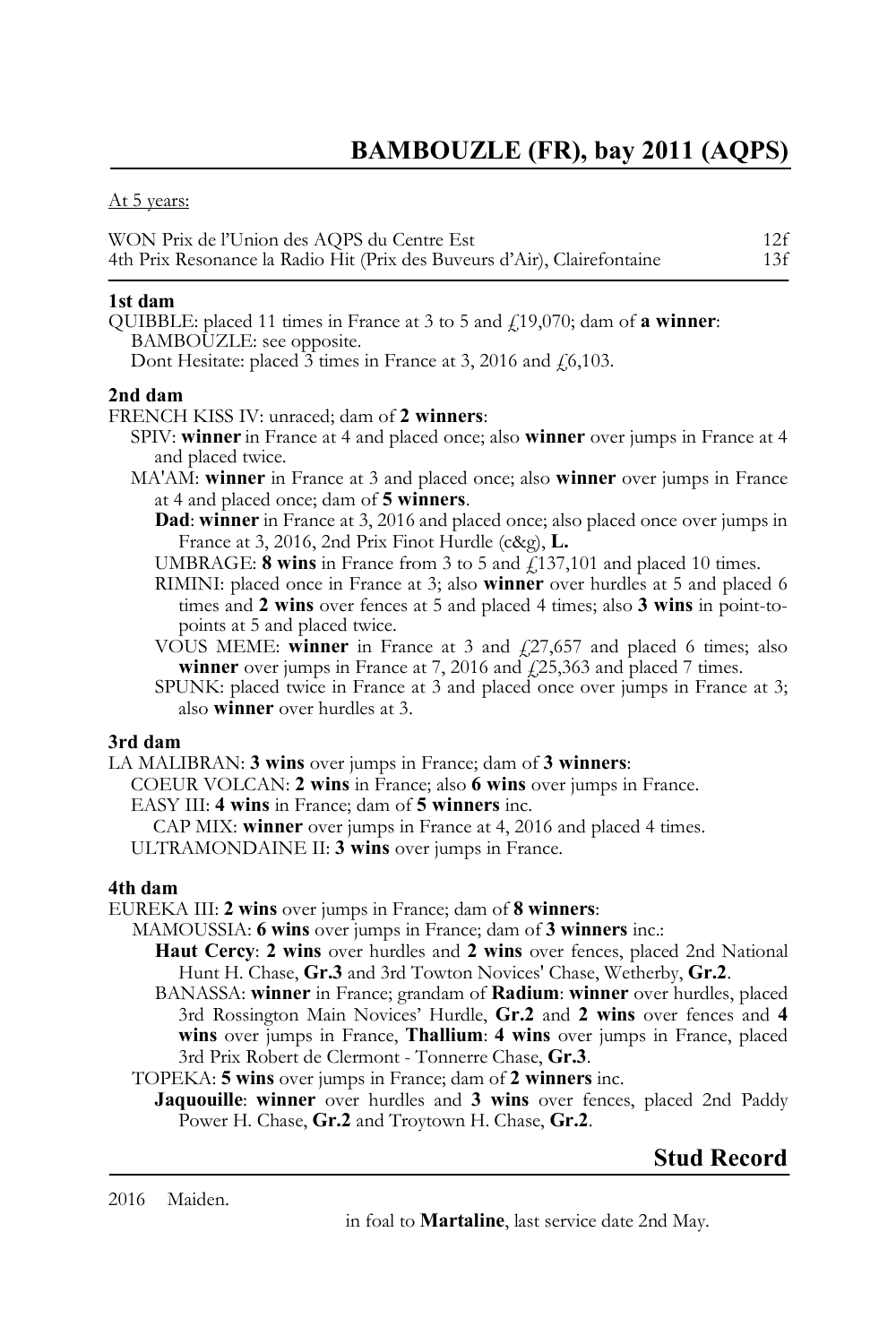# BAMBOUZLE (FR), bay 2011 (AQPS)

At 5 years:

| | |
|---|---|
| WON Prix de l'Union des AQPS du Centre Est | 12f |
| 4th Prix Resonance la Radio Hit (Prix des Buveurs d'Air), Clairefontaine | 13f |

### 1st dam

QUIBBLE: placed 11 times in France at 3 to 5 and £19,070; dam of **a winner**:

- BAMBOUZLE: see opposite.
- Dont Hesitate: placed 3 times in France at 3, 2016 and £6,103.

### 2nd dam

FRENCH KISS IV: unraced; dam of **2 winners**:

- SPIV: **winner** in France at 4 and placed once; also **winner** over jumps in France at 4 and placed twice.
- MA'AM: **winner** in France at 3 and placed once; also **winner** over jumps in France at 4 and placed once; dam of **5 winners**.
  - **Dad**: **winner** in France at 3, 2016 and placed once; also placed once over jumps in France at 3, 2016, 2nd Prix Finot Hurdle (c&g), **L.**
  - UMBRAGE: **8 wins** in France from 3 to 5 and £137,101 and placed 10 times.
  - RIMINI: placed once in France at 3; also **winner** over hurdles at 5 and placed 6 times and **2 wins** over fences at 5 and placed 4 times; also **3 wins** in point-to-points at 5 and placed twice.
  - VOUS MEME: **winner** in France at 3 and £27,657 and placed 6 times; also **winner** over jumps in France at 7, 2016 and £25,363 and placed 7 times.
  - SPUNK: placed twice in France at 3 and placed once over jumps in France at 3; also **winner** over hurdles at 3.

### 3rd dam

LA MALIBRAN: **3 wins** over jumps in France; dam of **3 winners**:

- COEUR VOLCAN: **2 wins** in France; also **6 wins** over jumps in France.
- EASY III: **4 wins** in France; dam of **5 winners** inc.
  - CAP MIX: **winner** over jumps in France at 4, 2016 and placed 4 times.
- ULTRAMONDAINE II: **3 wins** over jumps in France.

### 4th dam

EUREKA III: **2 wins** over jumps in France; dam of **8 winners**:

- MAMOUSSIA: **6 wins** over jumps in France; dam of **3 winners** inc.:
  - **Haut Cercy**: **2 wins** over hurdles and **2 wins** over fences, placed 2nd National Hunt H. Chase, **Gr.3** and 3rd Towton Novices' Chase, Wetherby, **Gr.2**.
  - BANASSA: **winner** in France; grandam of **Radium**: **winner** over hurdles, placed 3rd Rossington Main Novices' Hurdle, **Gr.2** and **2 wins** over fences and **4 wins** over jumps in France, **Thallium**: **4 wins** over jumps in France, placed 3rd Prix Robert de Clermont - Tonnerre Chase, **Gr.3**.
- TOPEKA: **5 wins** over jumps in France; dam of **2 winners** inc.
  - **Jaquouille**: **winner** over hurdles and **3 wins** over fences, placed 2nd Paddy Power H. Chase, **Gr.2** and Troytown H. Chase, **Gr.2**.

## Stud Record

2016 Maiden.

in foal to **Martaline**, last service date 2nd May.